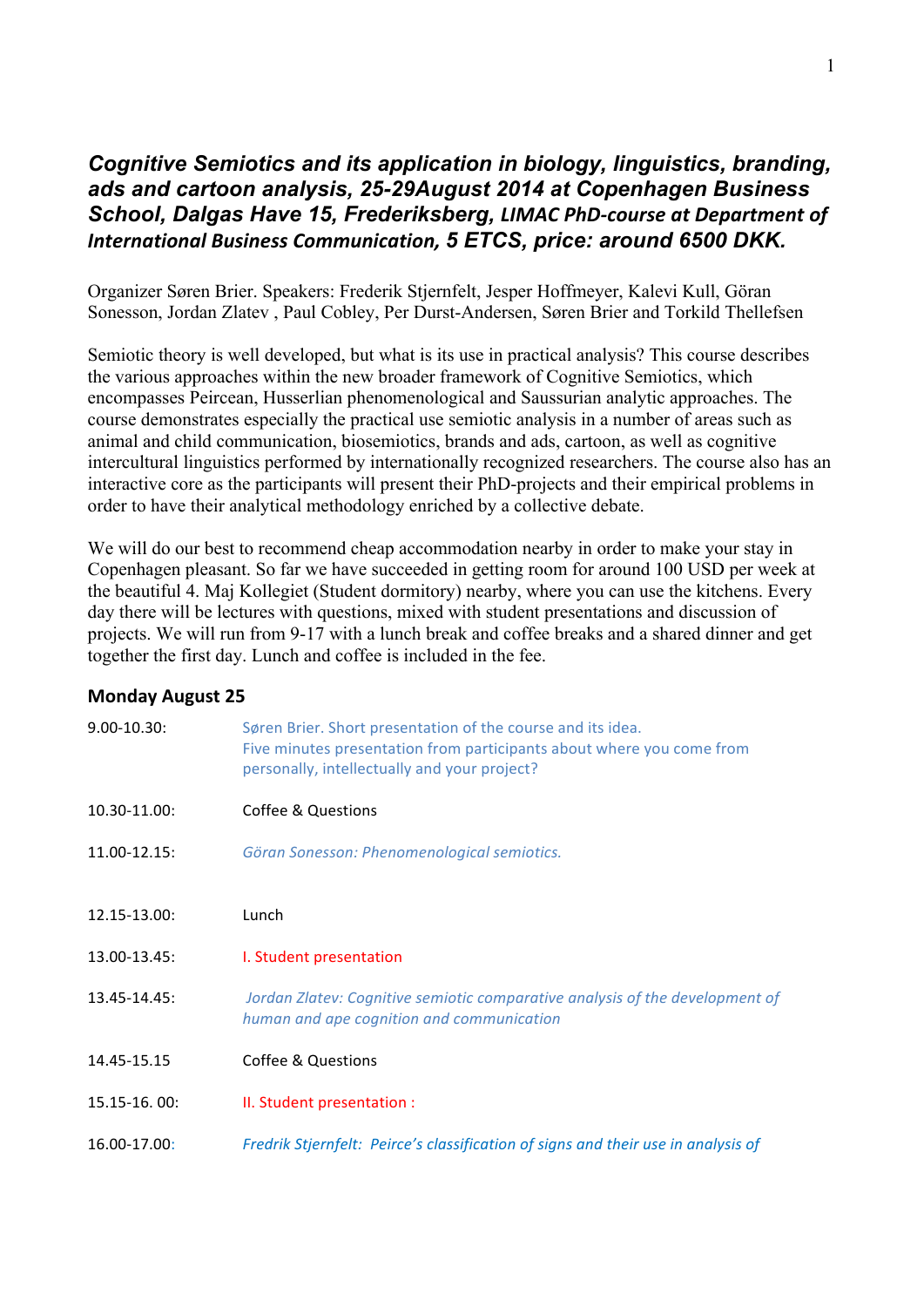# *Cognitive Semiotics and its application in biology, linguistics, branding, ads and cartoon analysis, 25-29August 2014 at Copenhagen Business School, Dalgas Have 15, Frederiksberg, LIMAC PhD-course at Department of International Business Communication, 5 ETCS, price: around 6500 DKK.*

Organizer Søren Brier. Speakers: Frederik Stjernfelt, Jesper Hoffmeyer, Kalevi Kull, Göran Sonesson, Jordan Zlatev , Paul Cobley, Per Durst-Andersen, Søren Brier and Torkild Thellefsen

Semiotic theory is well developed, but what is its use in practical analysis? This course describes the various approaches within the new broader framework of Cognitive Semiotics, which encompasses Peircean, Husserlian phenomenological and Saussurian analytic approaches. The course demonstrates especially the practical use semiotic analysis in a number of areas such as animal and child communication, biosemiotics, brands and ads, cartoon, as well as cognitive intercultural linguistics performed by internationally recognized researchers. The course also has an interactive core as the participants will present their PhD-projects and their empirical problems in order to have their analytical methodology enriched by a collective debate.

We will do our best to recommend cheap accommodation nearby in order to make your stay in Copenhagen pleasant. So far we have succeeded in getting room for around 100 USD per week at the beautiful 4. Maj Kollegiet (Student dormitory) nearby, where you can use the kitchens. Every day there will be lectures with questions, mixed with student presentations and discussion of projects. We will run from 9-17 with a lunch break and coffee breaks and a shared dinner and get together the first day. Lunch and coffee is included in the fee.

## Monday August 25

| | |
|---|---|
| 9.00-10.30: | Søren Brier. Short presentation of the course and its idea. Five minutes presentation from participants about where you come from personally, intellectually and your project? |
| 10.30-11.00: | Coffee & Questions |
| 11.00-12.15: | *Göran Sonesson: Phenomenological semiotics.* |
| 12.15-13.00: | Lunch |
| 13.00-13.45: | I. Student presentation |
| 13.45-14.45: | *Jordan Zlatev: Cognitive semiotic comparative analysis of the development of human and ape cognition and communication* |
| 14.45-15.15 | Coffee & Questions |
| 15.15-16. 00: | II. Student presentation : |
| 16.00-17.00: | *Fredrik Stjernfelt: Peirce's classification of signs and their use in analysis of* |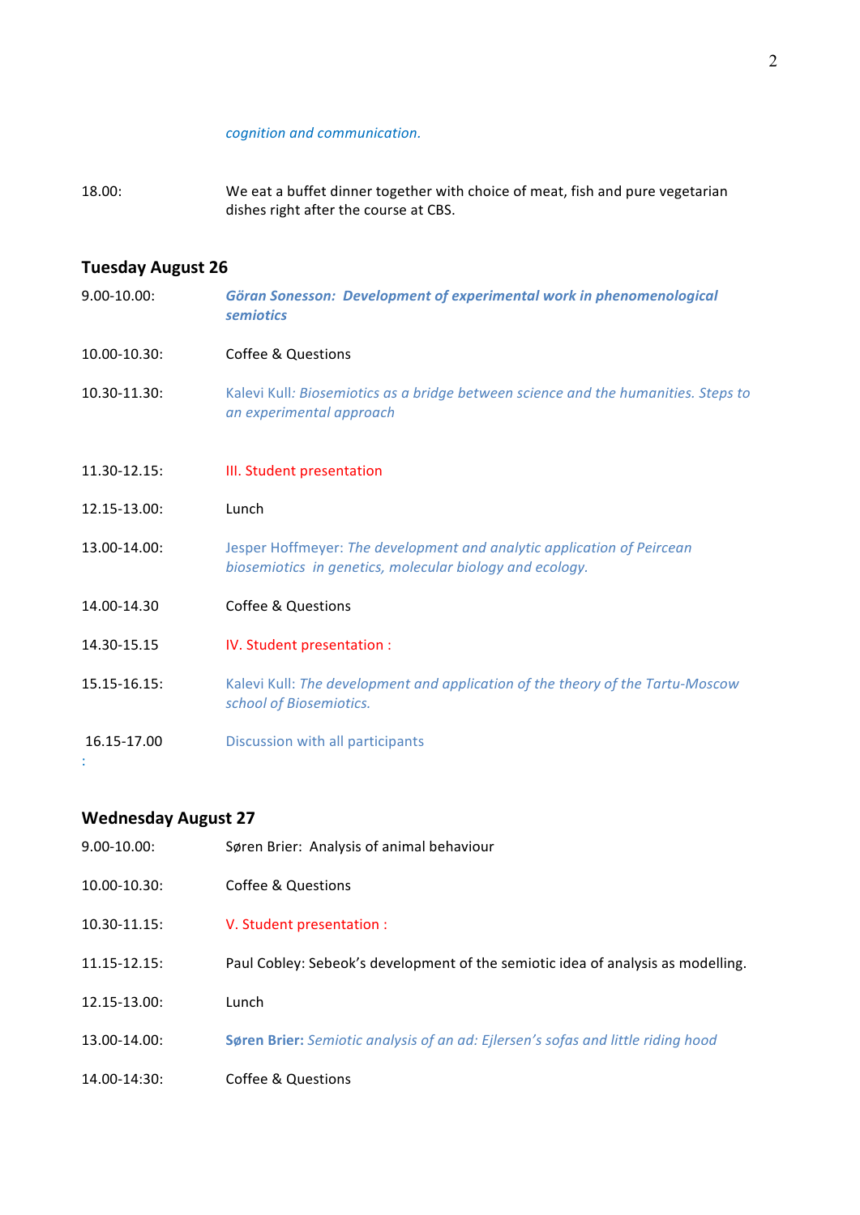*cognition and communication.*

18.00: We eat a buffet dinner together with choice of meat, fish and pure vegetarian dishes right after the course at CBS.

## Tuesday August 26

| | |
|---|---|
| 9.00-10.00: | ***Göran Sonesson: Development of experimental work in phenomenological semiotics*** |
| 10.00-10.30: | Coffee & Questions |
| 10.30-11.30: | Kalevi Kull*: Biosemiotics as a bridge between science and the humanities. Steps to an experimental approach* |
| 11.30-12.15: | III. Student presentation |
| 12.15-13.00: | Lunch |
| 13.00-14.00: | Jesper Hoffmeyer: *The development and analytic application of Peircean biosemiotics in genetics, molecular biology and ecology.* |
| 14.00-14.30 | Coffee & Questions |
| 14.30-15.15 | IV. Student presentation : |
| 15.15-16.15: | Kalevi Kull: *The development and application of the theory of the Tartu-Moscow school of Biosemiotics.* |
| 16.15-17.00 : | Discussion with all participants |

## Wednesday August 27

| | |
|---|---|
| 9.00-10.00: | Søren Brier: Analysis of animal behaviour |
| 10.00-10.30: | Coffee & Questions |
| 10.30-11.15: | V. Student presentation : |
| 11.15-12.15: | Paul Cobley: Sebeok's development of the semiotic idea of analysis as modelling. |
| 12.15-13.00: | Lunch |
| 13.00-14.00: | **Søren Brier:** *Semiotic analysis of an ad: Ejlersen's sofas and little riding hood* |
| 14.00-14:30: | Coffee & Questions |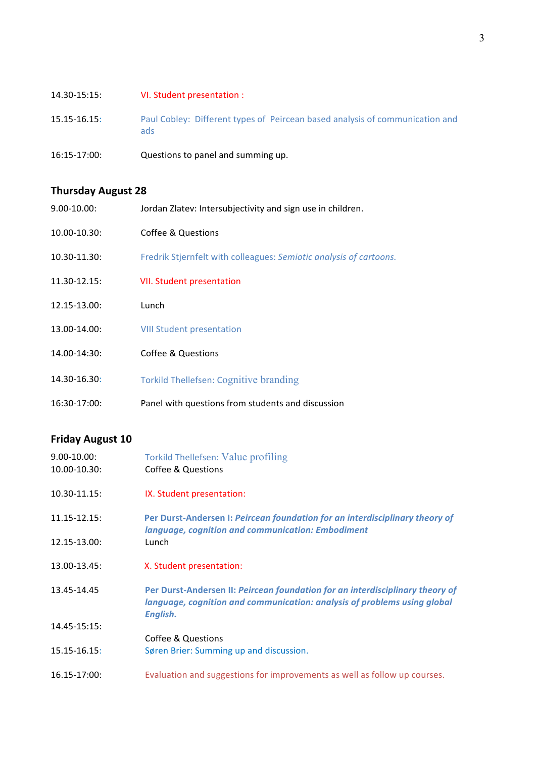14.30-15:15: VI. Student presentation :

15.15-16.15: Paul Cobley: Different types of Peircean based analysis of communication and ads

16:15-17:00: Questions to panel and summing up.

## Thursday August 28

9.00-10.00: Jordan Zlatev: Intersubjectivity and sign use in children.

10.00-10.30: Coffee & Questions

10.30-11.30: Fredrik Stjernfelt with colleagues: *Semiotic analysis of cartoons.*

11.30-12.15: VII. Student presentation

12.15-13.00: Lunch

13.00-14.00: VIII Student presentation

14.00-14:30: Coffee & Questions

14.30-16.30: Torkild Thellefsen: Cognitive branding

16:30-17:00: Panel with questions from students and discussion

## Friday August 10

9.00-10.00: Torkild Thellefsen: Value profiling
10.00-10.30: Coffee & Questions

10.30-11.15: IX. Student presentation:

11.15-12.15: **Per Durst-Andersen I: *Peircean foundation for an interdisciplinary theory of language, cognition and communication: Embodiment***
12.15-13.00: Lunch

13.00-13.45: X. Student presentation:

13.45-14.45 **Per Durst-Andersen II: *Peircean foundation for an interdisciplinary theory of language, cognition and communication: analysis of problems using global English.***

14.45-15:15: Coffee & Questions

15.15-16.15: Søren Brier: Summing up and discussion.

16.15-17:00: Evaluation and suggestions for improvements as well as follow up courses.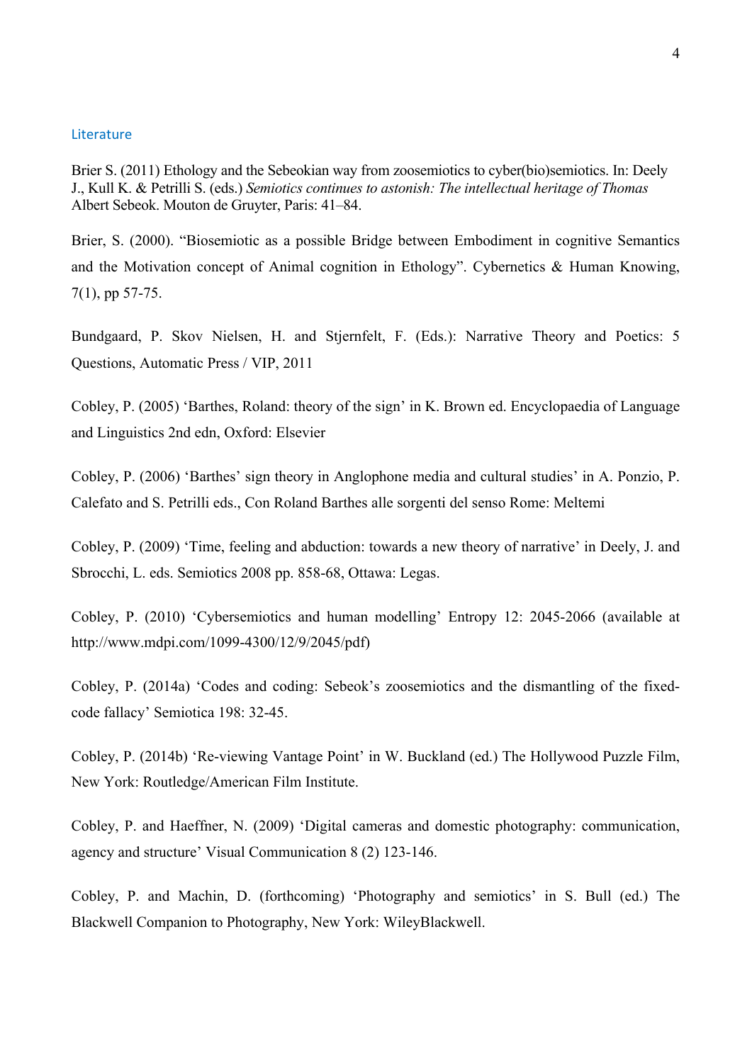## Literature

Brier S. (2011) Ethology and the Sebeokian way from zoosemiotics to cyber(bio)semiotics. In: Deely J., Kull K. & Petrilli S. (eds.) *Semiotics continues to astonish: The intellectual heritage of Thomas* Albert Sebeok. Mouton de Gruyter, Paris: 41–84.

Brier, S. (2000). "Biosemiotic as a possible Bridge between Embodiment in cognitive Semantics and the Motivation concept of Animal cognition in Ethology". Cybernetics & Human Knowing, 7(1), pp 57-75.

Bundgaard, P. Skov Nielsen, H. and Stjernfelt, F. (Eds.): Narrative Theory and Poetics: 5 Questions, Automatic Press / VIP, 2011

Cobley, P. (2005) 'Barthes, Roland: theory of the sign' in K. Brown ed. Encyclopaedia of Language and Linguistics 2nd edn, Oxford: Elsevier

Cobley, P. (2006) 'Barthes' sign theory in Anglophone media and cultural studies' in A. Ponzio, P. Calefato and S. Petrilli eds., Con Roland Barthes alle sorgenti del senso Rome: Meltemi

Cobley, P. (2009) 'Time, feeling and abduction: towards a new theory of narrative' in Deely, J. and Sbrocchi, L. eds. Semiotics 2008 pp. 858-68, Ottawa: Legas.

Cobley, P. (2010) 'Cybersemiotics and human modelling' Entropy 12: 2045-2066 (available at http://www.mdpi.com/1099-4300/12/9/2045/pdf)

Cobley, P. (2014a) 'Codes and coding: Sebeok's zoosemiotics and the dismantling of the fixed-code fallacy' Semiotica 198: 32-45.

Cobley, P. (2014b) 'Re-viewing Vantage Point' in W. Buckland (ed.) The Hollywood Puzzle Film, New York: Routledge/American Film Institute.

Cobley, P. and Haeffner, N. (2009) 'Digital cameras and domestic photography: communication, agency and structure' Visual Communication 8 (2) 123-146.

Cobley, P. and Machin, D. (forthcoming) 'Photography and semiotics' in S. Bull (ed.) The Blackwell Companion to Photography, New York: WileyBlackwell.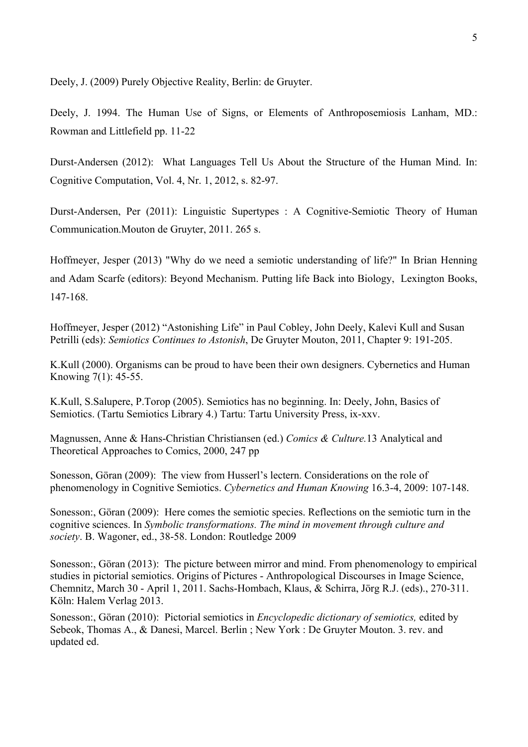Deely, J. (2009) Purely Objective Reality, Berlin: de Gruyter.

Deely, J. 1994. The Human Use of Signs, or Elements of Anthroposemiosis Lanham, MD.: Rowman and Littlefield pp. 11-22

Durst-Andersen (2012): What Languages Tell Us About the Structure of the Human Mind. In: Cognitive Computation, Vol. 4, Nr. 1, 2012, s. 82-97.

Durst-Andersen, Per (2011): Linguistic Supertypes : A Cognitive-Semiotic Theory of Human Communication.Mouton de Gruyter, 2011. 265 s.

Hoffmeyer, Jesper (2013) "Why do we need a semiotic understanding of life?" In Brian Henning and Adam Scarfe (editors): Beyond Mechanism. Putting life Back into Biology, Lexington Books, 147-168.

Hoffmeyer, Jesper (2012) "Astonishing Life" in Paul Cobley, John Deely, Kalevi Kull and Susan Petrilli (eds): *Semiotics Continues to Astonish*, De Gruyter Mouton, 2011, Chapter 9: 191-205.

K.Kull (2000). Organisms can be proud to have been their own designers. Cybernetics and Human Knowing 7(1): 45-55.

K.Kull, S.Salupere, P.Torop (2005). Semiotics has no beginning. In: Deely, John, Basics of Semiotics. (Tartu Semiotics Library 4.) Tartu: Tartu University Press, ix-xxv.

Magnussen, Anne & Hans-Christian Christiansen (ed.) *Comics & Culture.*13 Analytical and Theoretical Approaches to Comics, 2000, 247 pp

Sonesson, Göran (2009): The view from Husserl's lectern. Considerations on the role of phenomenology in Cognitive Semiotics. *Cybernetics and Human Knowing* 16.3-4, 2009: 107-148.

Sonesson:, Göran (2009): Here comes the semiotic species. Reflections on the semiotic turn in the cognitive sciences. In *Symbolic transformations. The mind in movement through culture and society*. B. Wagoner, ed., 38-58. London: Routledge 2009

Sonesson:, Göran (2013): The picture between mirror and mind. From phenomenology to empirical studies in pictorial semiotics. Origins of Pictures - Anthropological Discourses in Image Science, Chemnitz, March 30 - April 1, 2011. Sachs-Hombach, Klaus, & Schirra, Jörg R.J. (eds)., 270-311. Köln: Halem Verlag 2013.

Sonesson:, Göran (2010): Pictorial semiotics in *Encyclopedic dictionary of semiotics,* edited by Sebeok, Thomas A., & Danesi, Marcel. Berlin ; New York : De Gruyter Mouton. 3. rev. and updated ed.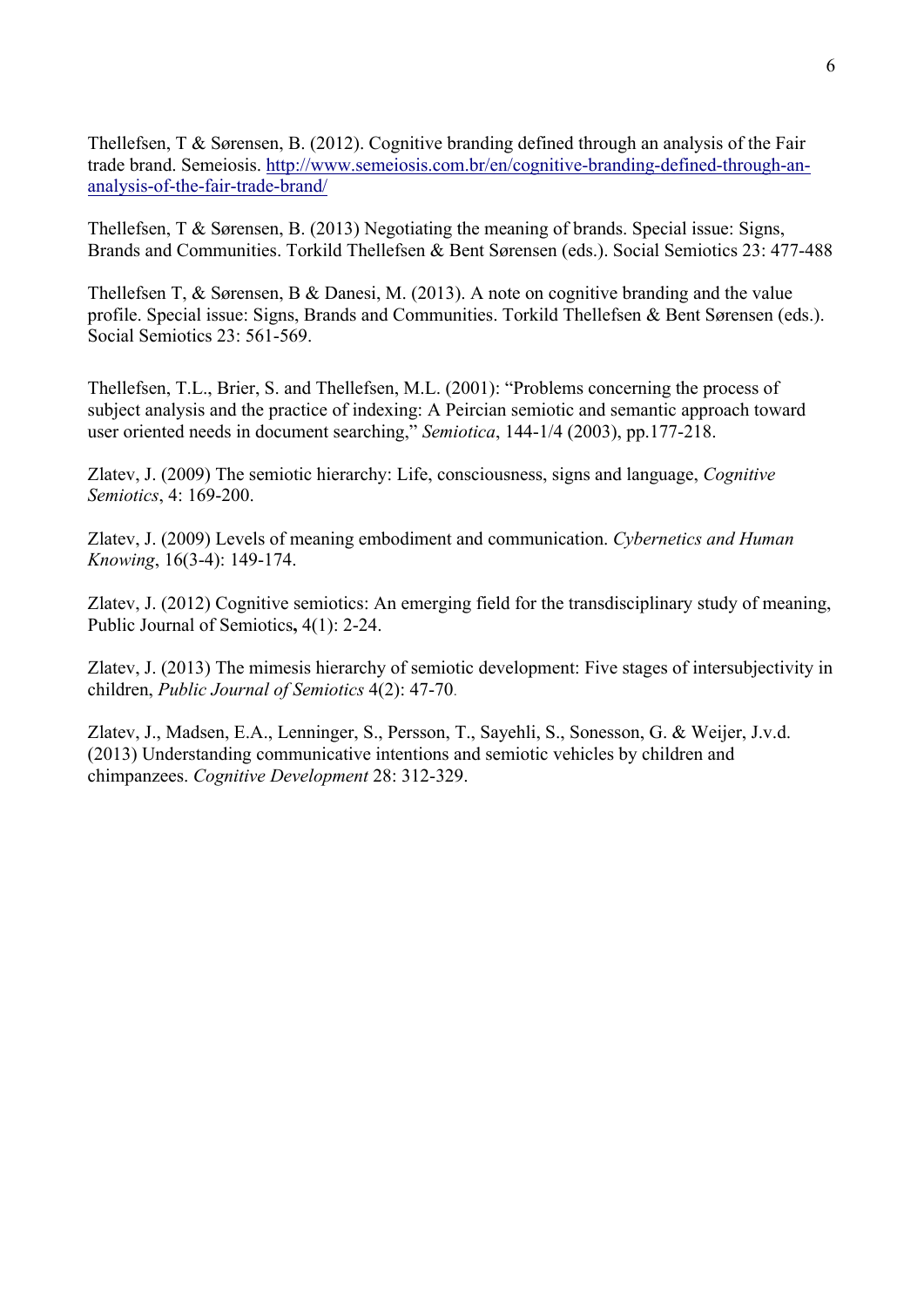Thellefsen, T & Sørensen, B. (2012). Cognitive branding defined through an analysis of the Fair trade brand. Semeiosis. http://www.semeiosis.com.br/en/cognitive-branding-defined-through-an-analysis-of-the-fair-trade-brand/

Thellefsen, T & Sørensen, B. (2013) Negotiating the meaning of brands. Special issue: Signs, Brands and Communities. Torkild Thellefsen & Bent Sørensen (eds.). Social Semiotics 23: 477-488

Thellefsen T, & Sørensen, B & Danesi, M. (2013). A note on cognitive branding and the value profile. Special issue: Signs, Brands and Communities. Torkild Thellefsen & Bent Sørensen (eds.). Social Semiotics 23: 561-569.

Thellefsen, T.L., Brier, S. and Thellefsen, M.L. (2001): "Problems concerning the process of subject analysis and the practice of indexing: A Peircian semiotic and semantic approach toward user oriented needs in document searching," *Semiotica*, 144-1/4 (2003), pp.177-218.

Zlatev, J. (2009) The semiotic hierarchy: Life, consciousness, signs and language, *Cognitive Semiotics*, 4: 169-200.

Zlatev, J. (2009) Levels of meaning embodiment and communication. *Cybernetics and Human Knowing*, 16(3-4): 149-174.

Zlatev, J. (2012) Cognitive semiotics: An emerging field for the transdisciplinary study of meaning, Public Journal of Semiotics**,** 4(1): 2-24.

Zlatev, J. (2013) The mimesis hierarchy of semiotic development: Five stages of intersubjectivity in children, *Public Journal of Semiotics* 4(2): 47-70.

Zlatev, J., Madsen, E.A., Lenninger, S., Persson, T., Sayehli, S., Sonesson, G. & Weijer, J.v.d. (2013) Understanding communicative intentions and semiotic vehicles by children and chimpanzees. *Cognitive Development* 28: 312-329.